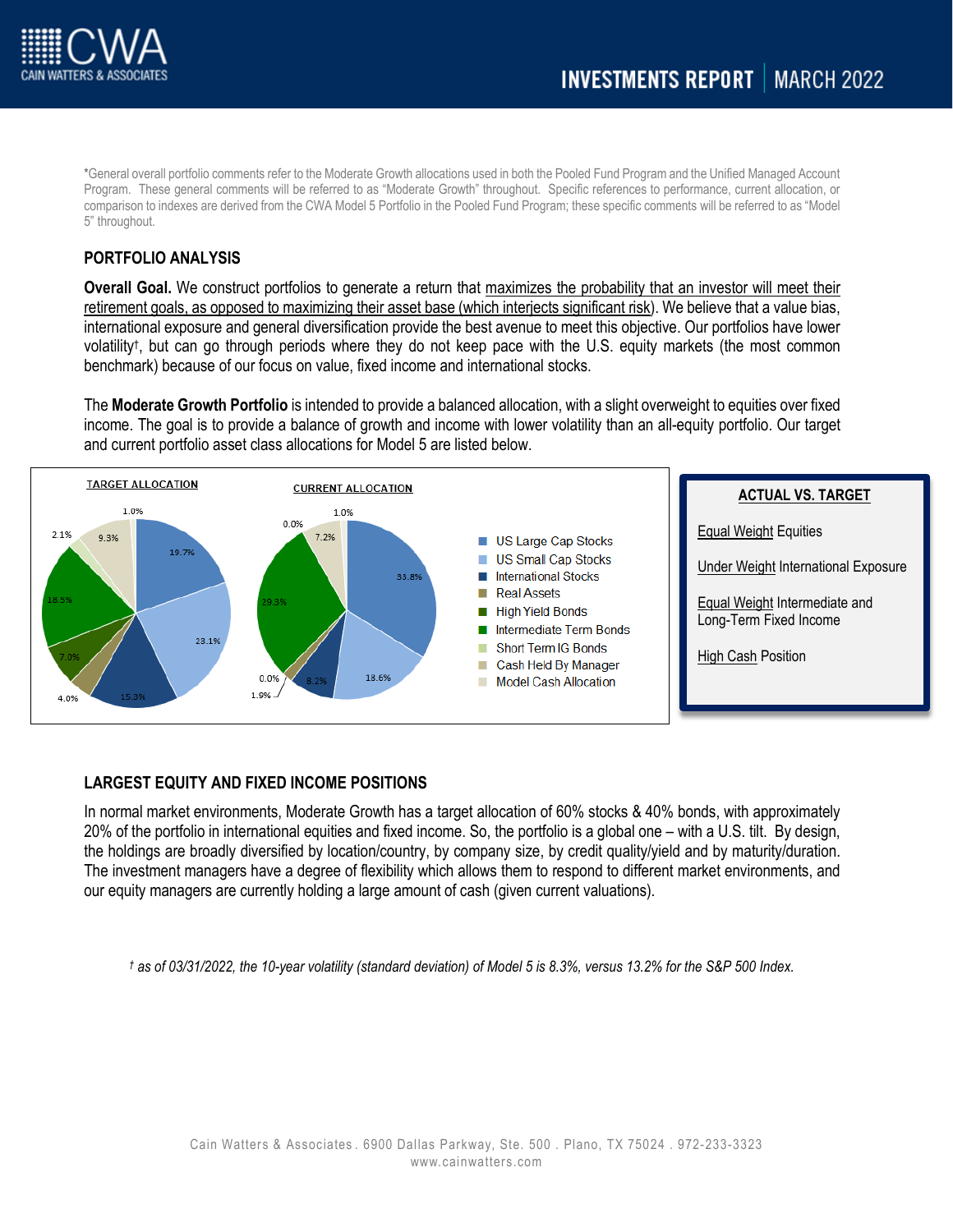*General overall portfolio comments refer to the Moderate Growth allocations used in both the Pooled Fund Program and the Unified Managed Account Program. These general comments will be referred to as "Moderate Growth" throughout. Specific references to performance, current allocation, or comparison to indexes are derived from the CWA Model 5 Portfolio in the Pooled Fund Program; these specific comments will be referred to as "Model 5" throughout.

## PORTFOLIO ANALYSIS

**Overall Goal.** We construct portfolios to generate a return that maximizes the probability that an investor will meet their retirement goals, as opposed to maximizing their asset base (which interjects significant risk). We believe that a value bias, international exposure and general diversification provide the best avenue to meet this objective. Our portfolios have lower volatility†, but can go through periods where they do not keep pace with the U.S. equity markets (the most common benchmark) because of our focus on value, fixed income and international stocks.

The **Moderate Growth Portfolio** is intended to provide a balanced allocation, with a slight overweight to equities over fixed income. The goal is to provide a balance of growth and income with lower volatility than an all-equity portfolio. Our target and current portfolio asset class allocations for Model 5 are listed below.

| Asset Class | Target Allocation | Current Allocation |
|---|---|---|
| US Large Cap Stocks | 19.7% | 33.8% |
| US Small Cap Stocks | 23.1% | 18.6% |
| International Stocks | 15.3% | 8.2% |
| Real Assets | 4.0% | 1.9% |
| High Yield Bonds | 7.0% | 0.0% |
| Intermediate Term Bonds | 18.5% | 29.3% |
| Short Term IG Bonds | 2.1% | 0.0% |
| Cash Held By Manager | 9.3% | 7.2% |
| Model Cash Allocation | 1.0% | 1.0% |

**ACTUAL VS. TARGET**

Equal Weight Equities

Under Weight International Exposure

Equal Weight Intermediate and Long-Term Fixed Income

High Cash Position

## LARGEST EQUITY AND FIXED INCOME POSITIONS

In normal market environments, Moderate Growth has a target allocation of 60% stocks & 40% bonds, with approximately 20% of the portfolio in international equities and fixed income. So, the portfolio is a global one – with a U.S. tilt. By design, the holdings are broadly diversified by location/country, by company size, by credit quality/yield and by maturity/duration. The investment managers have a degree of flexibility which allows them to respond to different market environments, and our equity managers are currently holding a large amount of cash (given current valuations).

*† as of 03/31/2022, the 10-year volatility (standard deviation) of Model 5 is 8.3%, versus 13.2% for the S&P 500 Index.*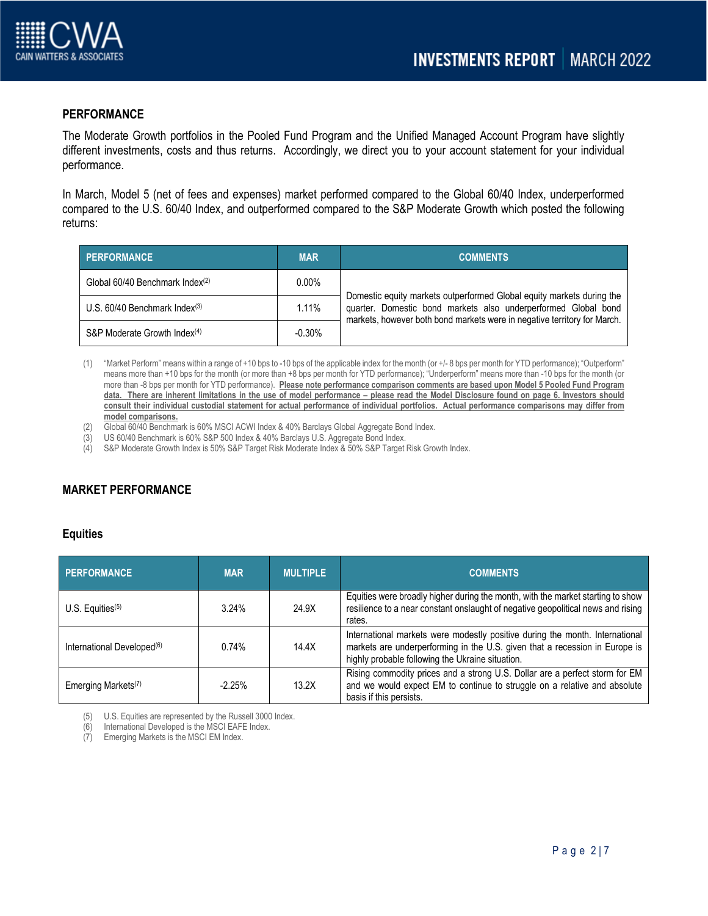## PERFORMANCE

The Moderate Growth portfolios in the Pooled Fund Program and the Unified Managed Account Program have slightly different investments, costs and thus returns. Accordingly, we direct you to your account statement for your individual performance.

In March, Model 5 (net of fees and expenses) market performed compared to the Global 60/40 Index, underperformed compared to the U.S. 60/40 Index, and outperformed compared to the S&P Moderate Growth which posted the following returns:

| PERFORMANCE | MAR | COMMENTS |
|---|---|---|
| Global 60/40 Benchmark Index[2] | 0.00% | Domestic equity markets outperformed Global equity markets during the quarter. Domestic bond markets also underperformed Global bond markets, however both bond markets were in negative territory for March. |
| U.S. 60/40 Benchmark Index[3] | 1.11% | |
| S&P Moderate Growth Index[4] | -0.30% | |

(1) "Market Perform" means within a range of +10 bps to -10 bps of the applicable index for the month (or +/- 8 bps per month for YTD performance); "Outperform" means more than +10 bps for the month (or more than +8 bps per month for YTD performance); "Underperform" means more than -10 bps for the month (or more than -8 bps per month for YTD performance). **Please note performance comparison comments are based upon Model 5 Pooled Fund Program data. There are inherent limitations in the use of model performance – please read the Model Disclosure found on page 6. Investors should consult their individual custodial statement for actual performance of individual portfolios. Actual performance comparisons may differ from model comparisons.**

(2) Global 60/40 Benchmark is 60% MSCI ACWI Index & 40% Barclays Global Aggregate Bond Index.

(3) US 60/40 Benchmark is 60% S&P 500 Index & 40% Barclays U.S. Aggregate Bond Index.

(4) S&P Moderate Growth Index is 50% S&P Target Risk Moderate Index & 50% S&P Target Risk Growth Index.

## MARKET PERFORMANCE

### Equities

| PERFORMANCE | MAR | MULTIPLE | COMMENTS |
|---|---|---|---|
| U.S. Equities[5] | 3.24% | 24.9X | Equities were broadly higher during the month, with the market starting to show resilience to a near constant onslaught of negative geopolitical news and rising rates. |
| International Developed[6] | 0.74% | 14.4X | International markets were modestly positive during the month. International markets are underperforming in the U.S. given that a recession in Europe is highly probable following the Ukraine situation. |
| Emerging Markets[7] | -2.25% | 13.2X | Rising commodity prices and a strong U.S. Dollar are a perfect storm for EM and we would expect EM to continue to struggle on a relative and absolute basis if this persists. |

(5) U.S. Equities are represented by the Russell 3000 Index.

(6) International Developed is the MSCI EAFE Index.

(7) Emerging Markets is the MSCI EM Index.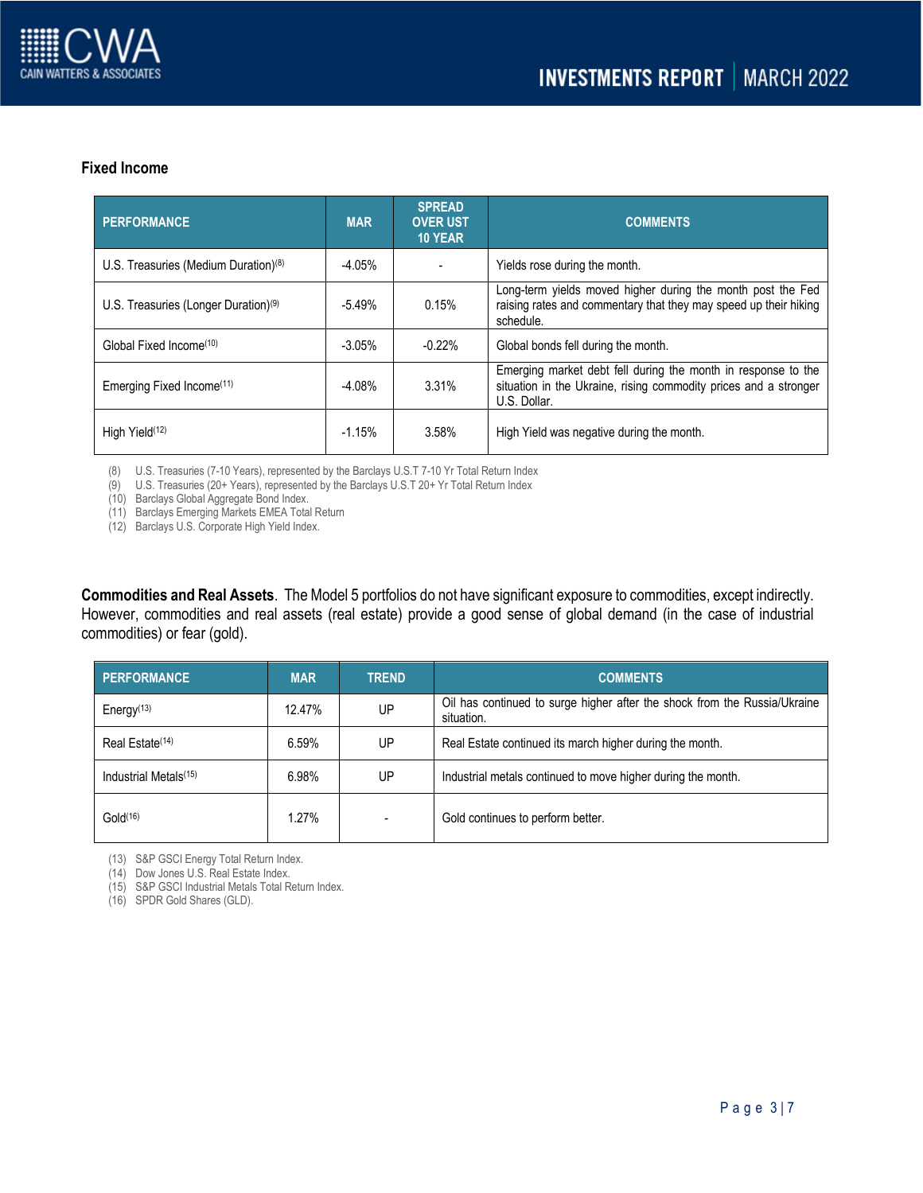## Fixed Income

| PERFORMANCE | MAR | SPREAD OVER UST 10 YEAR | COMMENTS |
|---|---|---|---|
| U.S. Treasuries (Medium Duration)[8] | -4.05% | - | Yields rose during the month. |
| U.S. Treasuries (Longer Duration)[9] | -5.49% | 0.15% | Long-term yields moved higher during the month post the Fed raising rates and commentary that they may speed up their hiking schedule. |
| Global Fixed Income[10] | -3.05% | -0.22% | Global bonds fell during the month. |
| Emerging Fixed Income[11] | -4.08% | 3.31% | Emerging market debt fell during the month in response to the situation in the Ukraine, rising commodity prices and a stronger U.S. Dollar. |
| High Yield[12] | -1.15% | 3.58% | High Yield was negative during the month. |

(8) U.S. Treasuries (7-10 Years), represented by the Barclays U.S.T 7-10 Yr Total Return Index
(9) U.S. Treasuries (20+ Years), represented by the Barclays U.S.T 20+ Yr Total Return Index
(10) Barclays Global Aggregate Bond Index.
(11) Barclays Emerging Markets EMEA Total Return
(12) Barclays U.S. Corporate High Yield Index.

**Commodities and Real Assets**. The Model 5 portfolios do not have significant exposure to commodities, except indirectly. However, commodities and real assets (real estate) provide a good sense of global demand (in the case of industrial commodities) or fear (gold).

| PERFORMANCE | MAR | TREND | COMMENTS |
|---|---|---|---|
| Energy[13] | 12.47% | UP | Oil has continued to surge higher after the shock from the Russia/Ukraine situation. |
| Real Estate[14] | 6.59% | UP | Real Estate continued its march higher during the month. |
| Industrial Metals[15] | 6.98% | UP | Industrial metals continued to move higher during the month. |
| Gold[16] | 1.27% | - | Gold continues to perform better. |

(13) S&P GSCI Energy Total Return Index.
(14) Dow Jones U.S. Real Estate Index.
(15) S&P GSCI Industrial Metals Total Return Index.
(16) SPDR Gold Shares (GLD).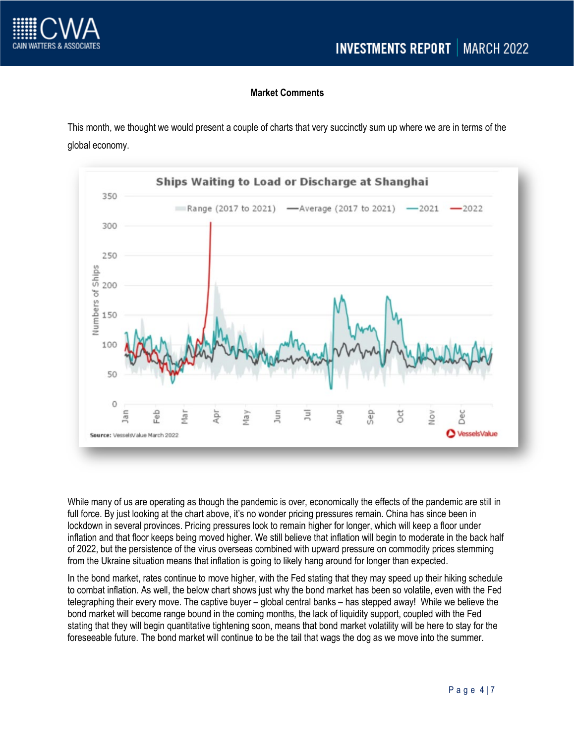## Market Comments

This month, we thought we would present a couple of charts that very succinctly sum up where we are in terms of the global economy.

While many of us are operating as though the pandemic is over, economically the effects of the pandemic are still in full force. By just looking at the chart above, it's no wonder pricing pressures remain. China has since been in lockdown in several provinces. Pricing pressures look to remain higher for longer, which will keep a floor under inflation and that floor keeps being moved higher. We still believe that inflation will begin to moderate in the back half of 2022, but the persistence of the virus overseas combined with upward pressure on commodity prices stemming from the Ukraine situation means that inflation is going to likely hang around for longer than expected.

In the bond market, rates continue to move higher, with the Fed stating that they may speed up their hiking schedule to combat inflation. As well, the below chart shows just why the bond market has been so volatile, even with the Fed telegraphing their every move. The captive buyer – global central banks – has stepped away! While we believe the bond market will become range bound in the coming months, the lack of liquidity support, coupled with the Fed stating that they will begin quantitative tightening soon, means that bond market volatility will be here to stay for the foreseeable future. The bond market will continue to be the tail that wags the dog as we move into the summer.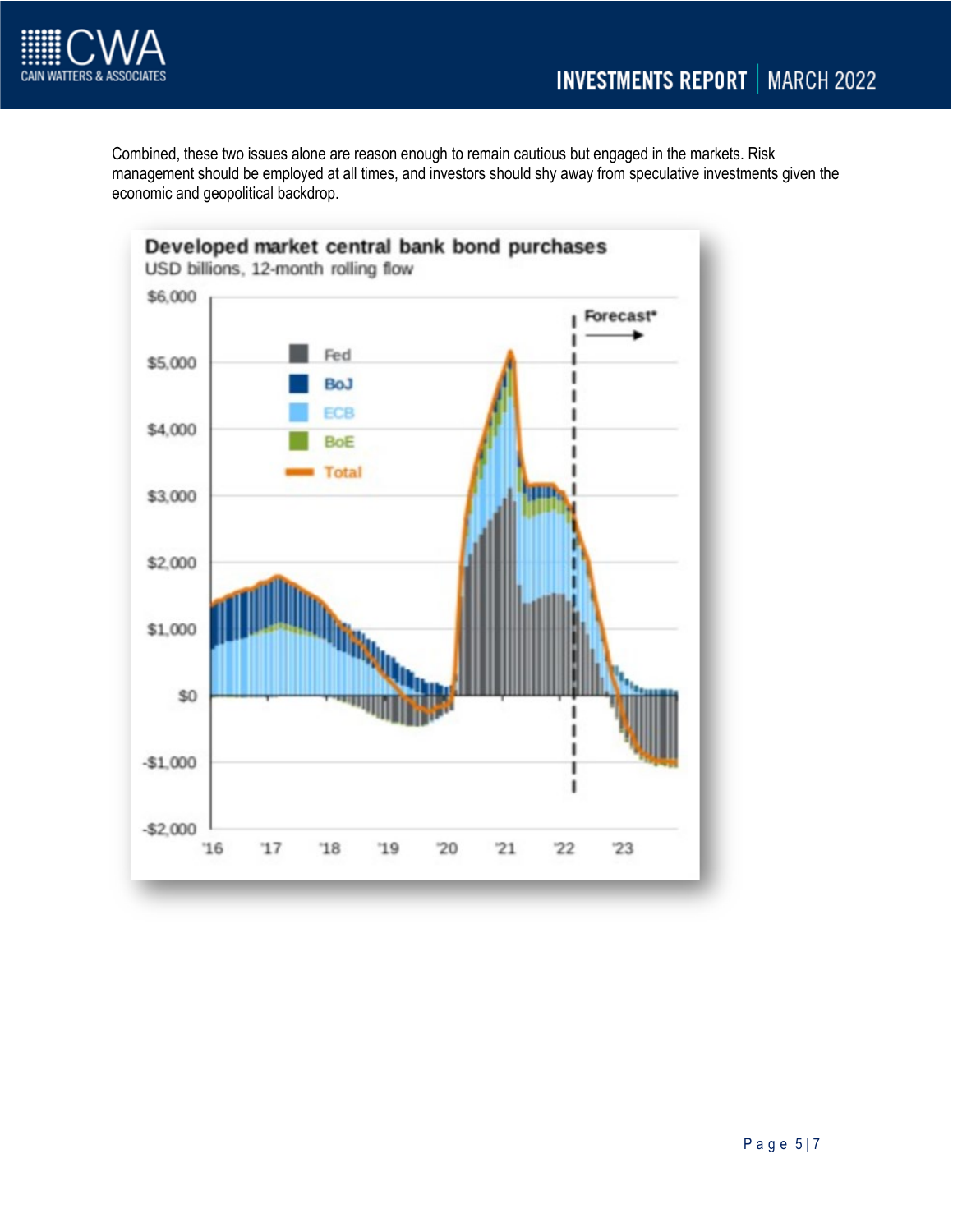Combined, these two issues alone are reason enough to remain cautious but engaged in the markets. Risk management should be employed at all times, and investors should shy away from speculative investments given the economic and geopolitical backdrop.

**Developed market central bank bond purchases**

USD billions, 12-month rolling flow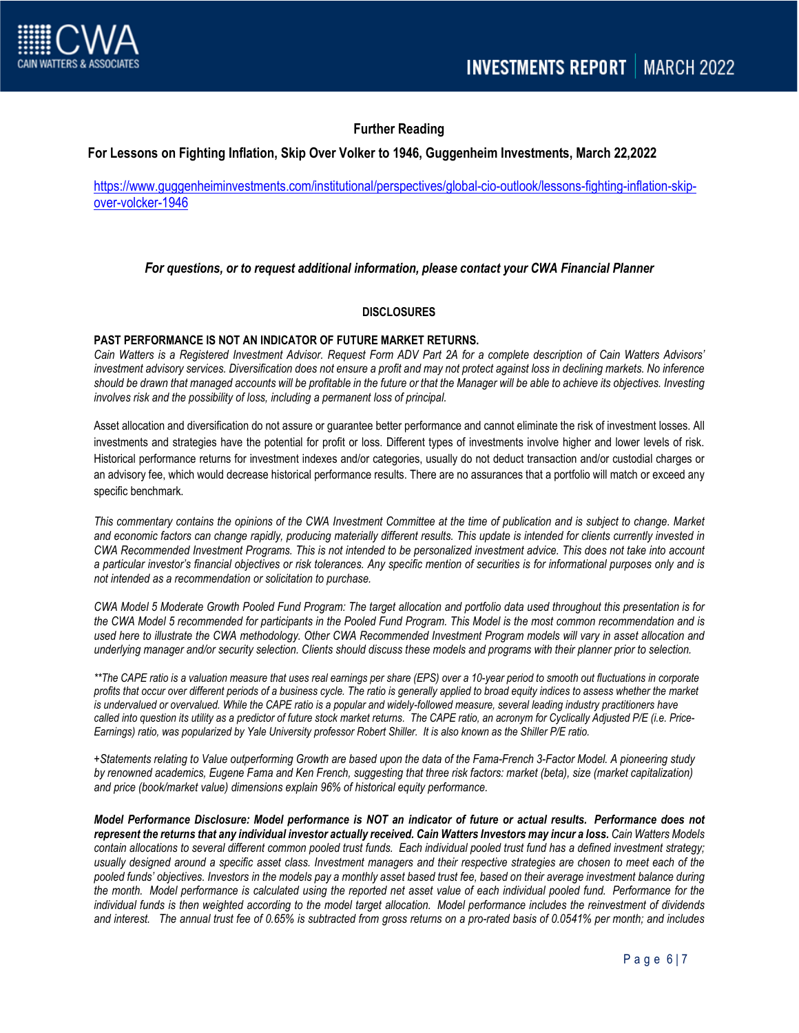## Further Reading

**For Lessons on Fighting Inflation, Skip Over Volker to 1946, Guggenheim Investments, March 22,2022**

https://www.guggenheiminvestments.com/institutional/perspectives/global-cio-outlook/lessons-fighting-inflation-skip-over-volcker-1946

***For questions, or to request additional information, please contact your CWA Financial Planner***

### DISCLOSURES

**PAST PERFORMANCE IS NOT AN INDICATOR OF FUTURE MARKET RETURNS.**
*Cain Watters is a Registered Investment Advisor. Request Form ADV Part 2A for a complete description of Cain Watters Advisors' investment advisory services. Diversification does not ensure a profit and may not protect against loss in declining markets. No inference should be drawn that managed accounts will be profitable in the future or that the Manager will be able to achieve its objectives. Investing involves risk and the possibility of loss, including a permanent loss of principal.*

Asset allocation and diversification do not assure or guarantee better performance and cannot eliminate the risk of investment losses. All investments and strategies have the potential for profit or loss. Different types of investments involve higher and lower levels of risk. Historical performance returns for investment indexes and/or categories, usually do not deduct transaction and/or custodial charges or an advisory fee, which would decrease historical performance results. There are no assurances that a portfolio will match or exceed any specific benchmark.

*This commentary contains the opinions of the CWA Investment Committee at the time of publication and is subject to change. Market and economic factors can change rapidly, producing materially different results. This update is intended for clients currently invested in CWA Recommended Investment Programs. This is not intended to be personalized investment advice. This does not take into account a particular investor's financial objectives or risk tolerances. Any specific mention of securities is for informational purposes only and is not intended as a recommendation or solicitation to purchase.*

*CWA Model 5 Moderate Growth Pooled Fund Program: The target allocation and portfolio data used throughout this presentation is for the CWA Model 5 recommended for participants in the Pooled Fund Program. This Model is the most common recommendation and is used here to illustrate the CWA methodology. Other CWA Recommended Investment Program models will vary in asset allocation and underlying manager and/or security selection. Clients should discuss these models and programs with their planner prior to selection.*

*\*\*The CAPE ratio is a valuation measure that uses real earnings per share (EPS) over a 10-year period to smooth out fluctuations in corporate profits that occur over different periods of a business cycle. The ratio is generally applied to broad equity indices to assess whether the market is undervalued or overvalued. While the CAPE ratio is a popular and widely-followed measure, several leading industry practitioners have called into question its utility as a predictor of future stock market returns. The CAPE ratio, an acronym for Cyclically Adjusted P/E (i.e. Price-Earnings) ratio, was popularized by Yale University professor Robert Shiller. It is also known as the Shiller P/E ratio.*

*+Statements relating to Value outperforming Growth are based upon the data of the Fama-French 3-Factor Model. A pioneering study by renowned academics, Eugene Fama and Ken French, suggesting that three risk factors: market (beta), size (market capitalization) and price (book/market value) dimensions explain 96% of historical equity performance.*

***Model Performance Disclosure: Model performance is NOT an indicator of future or actual results. Performance does not represent the returns that any individual investor actually received. Cain Watters Investors may incur a loss.*** *Cain Watters Models contain allocations to several different common pooled trust funds. Each individual pooled trust fund has a defined investment strategy; usually designed around a specific asset class. Investment managers and their respective strategies are chosen to meet each of the pooled funds' objectives. Investors in the models pay a monthly asset based trust fee, based on their average investment balance during the month. Model performance is calculated using the reported net asset value of each individual pooled fund. Performance for the individual funds is then weighted according to the model target allocation. Model performance includes the reinvestment of dividends and interest. The annual trust fee of 0.65% is subtracted from gross returns on a pro-rated basis of 0.0541% per month; and includes*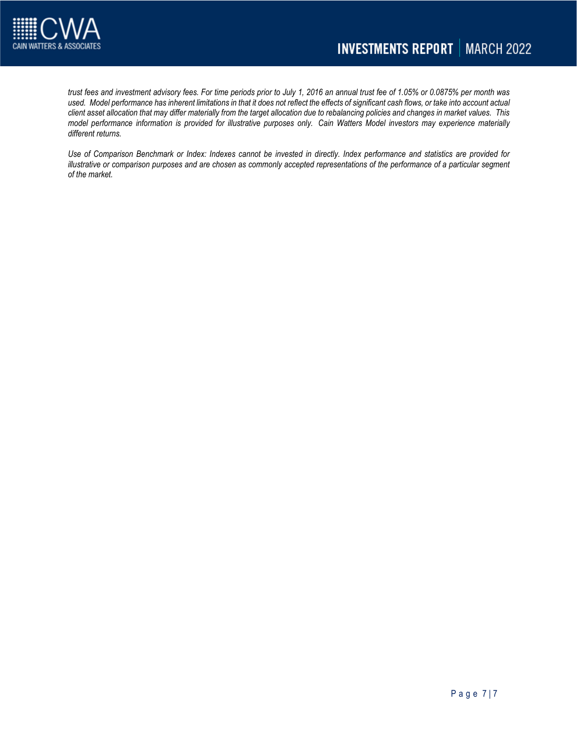*trust fees and investment advisory fees. For time periods prior to July 1, 2016 an annual trust fee of 1.05% or 0.0875% per month was used. Model performance has inherent limitations in that it does not reflect the effects of significant cash flows, or take into account actual client asset allocation that may differ materially from the target allocation due to rebalancing policies and changes in market values. This model performance information is provided for illustrative purposes only. Cain Watters Model investors may experience materially different returns.*

*Use of Comparison Benchmark or Index: Indexes cannot be invested in directly. Index performance and statistics are provided for illustrative or comparison purposes and are chosen as commonly accepted representations of the performance of a particular segment of the market.*